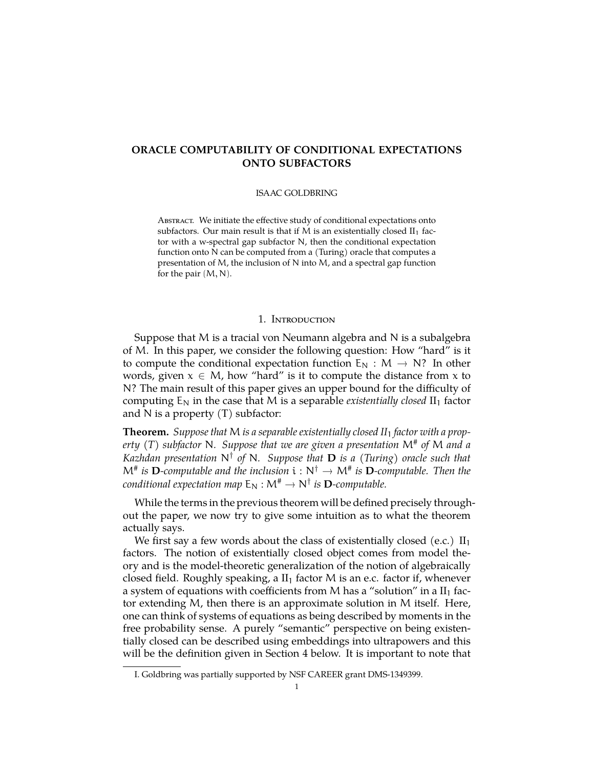# ORACLE COMPUTABILITY OF CONDITIONAL EXPECTATIONS ONTO SUBFACTORS

ISAAC GOLDBRING

Abstract. We initiate the effective study of conditional expectations onto subfactors. Our main result is that if M is an existentially closed $\mathrm{II}_1$ factor with a w-spectral gap subfactor N, then the conditional expectation function onto N can be computed from a (Turing) oracle that computes a presentation of M, the inclusion of N into M, and a spectral gap function for the pair $(M, N)$.

## 1. Introduction

Suppose that M is a tracial von Neumann algebra and N is a subalgebra of M. In this paper, we consider the following question: How "hard" is it to compute the conditional expectation function $E_N : M \to N$? In other words, given $x \in M$, how "hard" is it to compute the distance from x to N? The main result of this paper gives an upper bound for the difficulty of computing $E_N$ in the case that M is a separable *existentially closed* $\mathrm{II}_1$ factor and N is a property (T) subfactor:

**Theorem.** *Suppose that* M *is a separable existentially closed* $\mathrm{II}_1$ *factor with a property (T) subfactor* N*. Suppose that we are given a presentation* $M^\#$ *of* M *and a Kazhdan presentation* $N^\dagger$ *of* N*. Suppose that* **D** *is a (Turing) oracle such that* $M^\#$ *is* **D***-computable and the inclusion* $i : N^\dagger \to M^\#$ *is* **D***-computable. Then the conditional expectation map* $E_N : M^\# \to N^\dagger$ *is* **D***-computable.*

While the terms in the previous theorem will be defined precisely throughout the paper, we now try to give some intuition as to what the theorem actually says.

We first say a few words about the class of existentially closed (e.c.) $\mathrm{II}_1$ factors. The notion of existentially closed object comes from model theory and is the model-theoretic generalization of the notion of algebraically closed field. Roughly speaking, a $\mathrm{II}_1$ factor M is an e.c. factor if, whenever a system of equations with coefficients from M has a "solution" in a $\mathrm{II}_1$ factor extending M, then there is an approximate solution in M itself. Here, one can think of systems of equations as being described by moments in the free probability sense. A purely "semantic" perspective on being existentially closed can be described using embeddings into ultrapowers and this will be the definition given in Section 4 below. It is important to note that

I. Goldbring was partially supported by NSF CAREER grant DMS-1349399.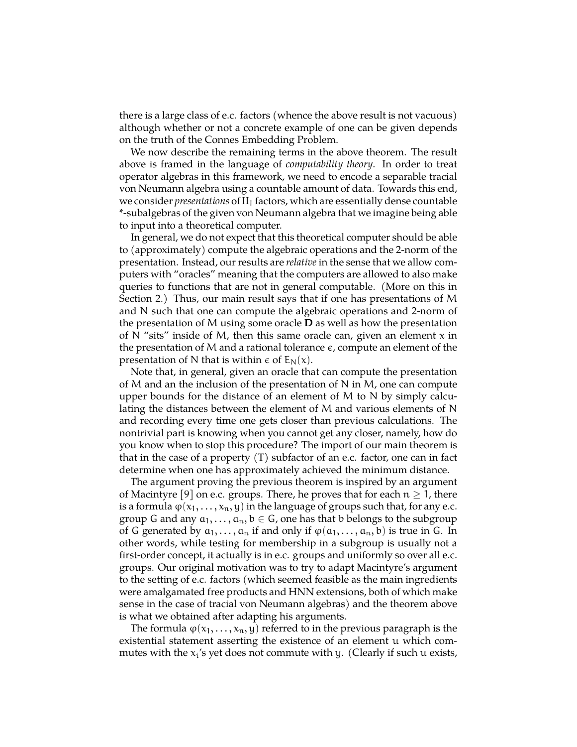there is a large class of e.c. factors (whence the above result is not vacuous) although whether or not a concrete example of one can be given depends on the truth of the Connes Embedding Problem.

We now describe the remaining terms in the above theorem. The result above is framed in the language of *computability theory*. In order to treat operator algebras in this framework, we need to encode a separable tracial von Neumann algebra using a countable amount of data. Towards this end, we consider *presentations* of $\mathrm{II}_1$ factors, which are essentially dense countable *-subalgebras of the given von Neumann algebra that we imagine being able to input into a theoretical computer.

In general, we do not expect that this theoretical computer should be able to (approximately) compute the algebraic operations and the 2-norm of the presentation. Instead, our results are *relative* in the sense that we allow computers with "oracles" meaning that the computers are allowed to also make queries to functions that are not in general computable. (More on this in Section 2.) Thus, our main result says that if one has presentations of $M$ and $N$ such that one can compute the algebraic operations and 2-norm of the presentation of $M$ using some oracle $\mathbf{D}$ as well as how the presentation of $N$ "sits" inside of $M$, then this same oracle can, given an element $x$ in the presentation of $M$ and a rational tolerance $\epsilon$, compute an element of the presentation of $N$ that is within $\epsilon$ of $E_N(x)$.

Note that, in general, given an oracle that can compute the presentation of $M$ and an the inclusion of the presentation of $N$ in $M$, one can compute upper bounds for the distance of an element of $M$ to $N$ by simply calculating the distances between the element of $M$ and various elements of $N$ and recording every time one gets closer than previous calculations. The nontrivial part is knowing when you cannot get any closer, namely, how do you know when to stop this procedure? The import of our main theorem is that in the case of a property (T) subfactor of an e.c. factor, one can in fact determine when one has approximately achieved the minimum distance.

The argument proving the previous theorem is inspired by an argument of Macintyre [9] on e.c. groups. There, he proves that for each $n \geq 1$, there is a formula $\varphi(x_1, \ldots, x_n, y)$ in the language of groups such that, for any e.c. group $G$ and any $a_1, \ldots, a_n, b \in G$, one has that $b$ belongs to the subgroup of $G$ generated by $a_1, \ldots, a_n$ if and only if $\varphi(a_1, \ldots, a_n, b)$ is true in $G$. In other words, while testing for membership in a subgroup is usually not a first-order concept, it actually is in e.c. groups and uniformly so over all e.c. groups. Our original motivation was to try to adapt Macintyre's argument to the setting of e.c. factors (which seemed feasible as the main ingredients were amalgamated free products and HNN extensions, both of which make sense in the case of tracial von Neumann algebras) and the theorem above is what we obtained after adapting his arguments.

The formula $\varphi(x_1, \ldots, x_n, y)$ referred to in the previous paragraph is the existential statement asserting the existence of an element $u$ which commutes with the $x_i$'s yet does not commute with $y$. (Clearly if such $u$ exists,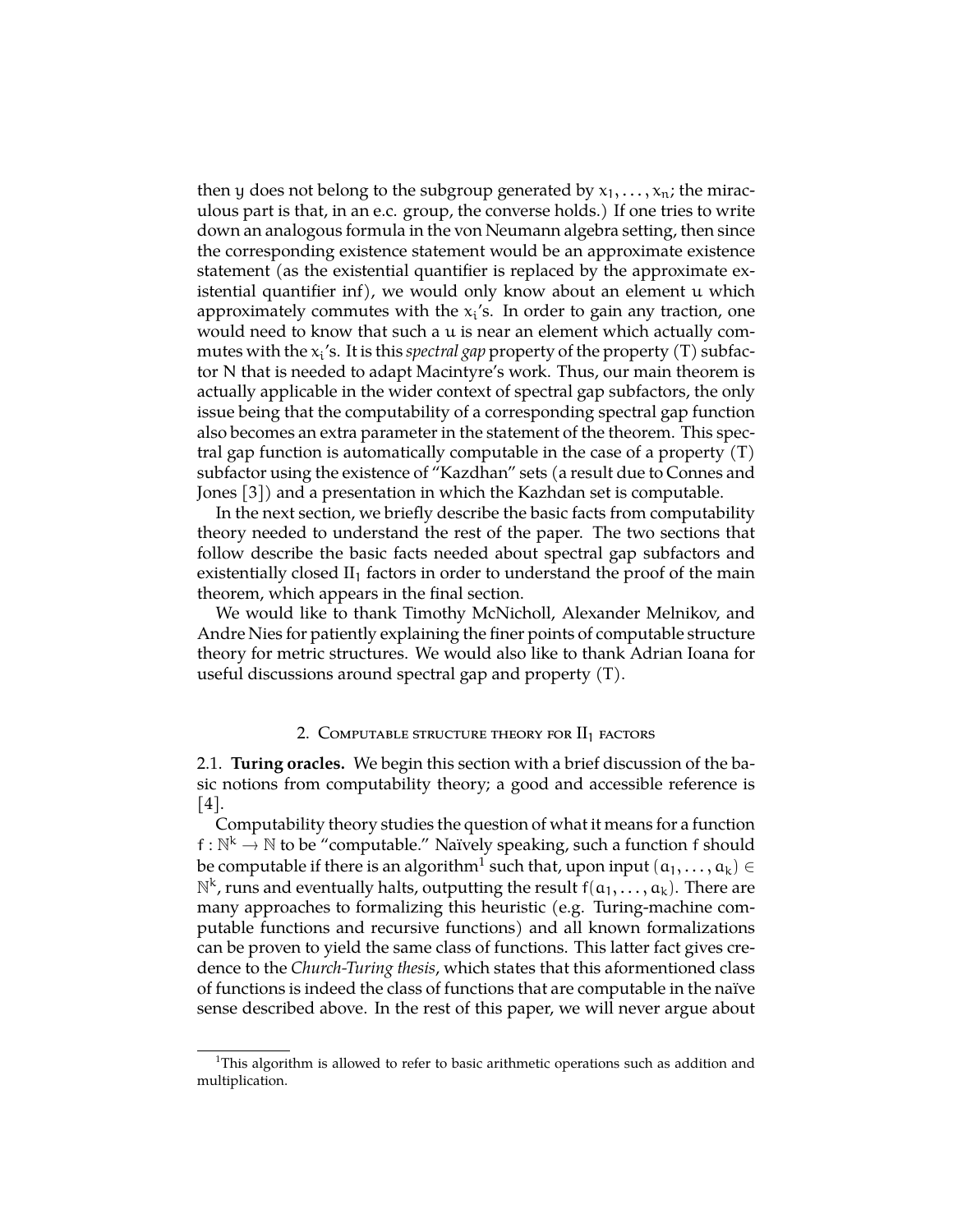then $y$ does not belong to the subgroup generated by $x_1, \ldots, x_n$; the miraculous part is that, in an e.c. group, the converse holds.) If one tries to write down an analogous formula in the von Neumann algebra setting, then since the corresponding existence statement would be an approximate existence statement (as the existential quantifier is replaced by the approximate existential quantifier inf), we would only know about an element $u$ which approximately commutes with the $x_i$'s. In order to gain any traction, one would need to know that such a $u$ is near an element which actually commutes with the $x_i$'s. It is this *spectral gap* property of the property (T) subfactor $N$ that is needed to adapt Macintyre's work. Thus, our main theorem is actually applicable in the wider context of spectral gap subfactors, the only issue being that the computability of a corresponding spectral gap function also becomes an extra parameter in the statement of the theorem. This spectral gap function is automatically computable in the case of a property (T) subfactor using the existence of "Kazdhan" sets (a result due to Connes and Jones [3]) and a presentation in which the Kazdhan set is computable.

In the next section, we briefly describe the basic facts from computability theory needed to understand the rest of the paper. The two sections that follow describe the basic facts needed about spectral gap subfactors and existentially closed $\mathrm{II}_1$ factors in order to understand the proof of the main theorem, which appears in the final section.

We would like to thank Timothy McNicholl, Alexander Melnikov, and Andre Nies for patiently explaining the finer points of computable structure theory for metric structures. We would also like to thank Adrian Ioana for useful discussions around spectral gap and property (T).

## 2. Computable structure theory for $\mathrm{II}_1$ factors

2.1. **Turing oracles.** We begin this section with a brief discussion of the basic notions from computability theory; a good and accessible reference is [4].

Computability theory studies the question of what it means for a function $f : \mathbb{N}^k \to \mathbb{N}$ to be "computable." Naïvely speaking, such a function $f$ should be computable if there is an algorithm[1] such that, upon input $(a_1, \ldots, a_k) \in \mathbb{N}^k$, runs and eventually halts, outputting the result $f(a_1, \ldots, a_k)$. There are many approaches to formalizing this heuristic (e.g. Turing-machine computable functions and recursive functions) and all known formalizations can be proven to yield the same class of functions. This latter fact gives credence to the *Church-Turing thesis*, which states that this aformentioned class of functions is indeed the class of functions that are computable in the naïve sense described above. In the rest of this paper, we will never argue about

[1] This algorithm is allowed to refer to basic arithmetic operations such as addition and multiplication.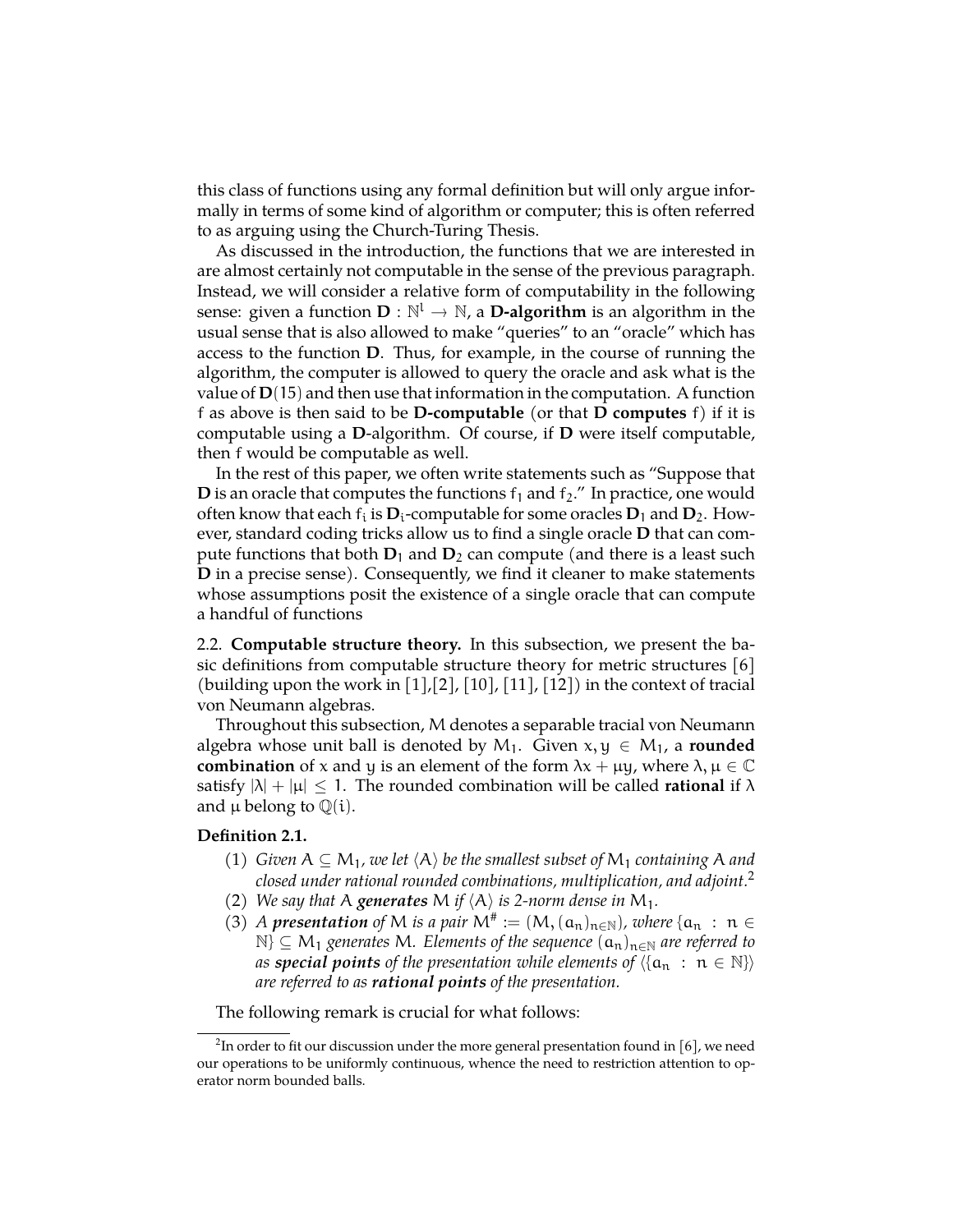this class of functions using any formal definition but will only argue informally in terms of some kind of algorithm or computer; this is often referred to as arguing using the Church-Turing Thesis.

As discussed in the introduction, the functions that we are interested in are almost certainly not computable in the sense of the previous paragraph. Instead, we will consider a relative form of computability in the following sense: given a function $\mathbf{D} : \mathbb{N}^l \to \mathbb{N}$, a **D-algorithm** is an algorithm in the usual sense that is also allowed to make "queries" to an "oracle" which has access to the function $\mathbf{D}$. Thus, for example, in the course of running the algorithm, the computer is allowed to query the oracle and ask what is the value of $\mathbf{D}(15)$ and then use that information in the computation. A function $f$ as above is then said to be **D-computable** (or that **D computes** $f$) if it is computable using a $\mathbf{D}$-algorithm. Of course, if $\mathbf{D}$ were itself computable, then $f$ would be computable as well.

In the rest of this paper, we often write statements such as "Suppose that $\mathbf{D}$ is an oracle that computes the functions $f_1$ and $f_2$." In practice, one would often know that each $f_i$ is $\mathbf{D}_i$-computable for some oracles $\mathbf{D}_1$ and $\mathbf{D}_2$. However, standard coding tricks allow us to find a single oracle $\mathbf{D}$ that can compute functions that both $\mathbf{D}_1$ and $\mathbf{D}_2$ can compute (and there is a least such $\mathbf{D}$ in a precise sense). Consequently, we find it cleaner to make statements whose assumptions posit the existence of a single oracle that can compute a handful of functions

2.2. **Computable structure theory.** In this subsection, we present the basic definitions from computable structure theory for metric structures [6] (building upon the work in [1],[2], [10], [11], [12]) in the context of tracial von Neumann algebras.

Throughout this subsection, $M$ denotes a separable tracial von Neumann algebra whose unit ball is denoted by $M_1$. Given $x, y \in M_1$, a **rounded combination** of $x$ and $y$ is an element of the form $\lambda x + \mu y$, where $\lambda, \mu \in \mathbb{C}$ satisfy $|\lambda| + |\mu| \leq 1$. The rounded combination will be called **rational** if $\lambda$ and $\mu$ belong to $\mathbb{Q}(i)$.

**Definition 2.1.**

1. *Given $A \subseteq M_1$, we let $\langle A \rangle$ be the smallest subset of $M_1$ containing $A$ and closed under rational rounded combinations, multiplication, and adjoint.*[2]
2. *We say that $A$ **generates** $M$ if $\langle A \rangle$ is 2-norm dense in $M_1$.*
3. *A **presentation** of $M$ is a pair $M^\# := (M, (a_n)_{n\in\mathbb{N}})$, where $\{a_n : n \in \mathbb{N}\} \subseteq M_1$ generates $M$. Elements of the sequence $(a_n)_{n\in\mathbb{N}}$ are referred to as **special points** of the presentation while elements of $\langle \{a_n : n \in \mathbb{N}\} \rangle$ are referred to as **rational points** of the presentation.*

The following remark is crucial for what follows:

[2] In order to fit our discussion under the more general presentation found in [6], we need our operations to be uniformly continuous, whence the need to restriction attention to operator norm bounded balls.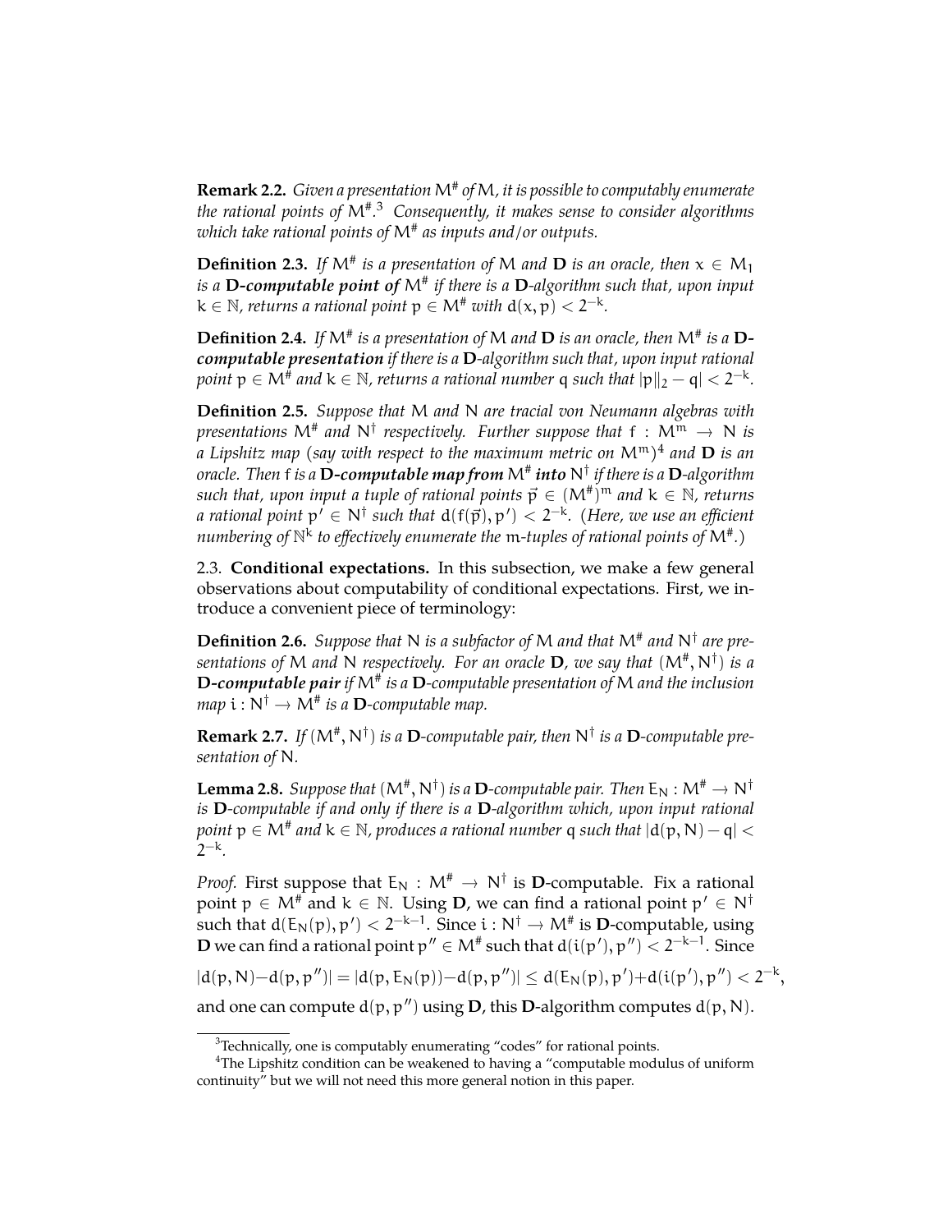**Remark 2.2.** *Given a presentation $M^\#$ of $M$, it is possible to computably enumerate the rational points of $M^\#$.*[3] *Consequently, it makes sense to consider algorithms which take rational points of $M^\#$ as inputs and/or outputs.*

**Definition 2.3.** *If $M^\#$ is a presentation of $M$ and $\mathbf{D}$ is an oracle, then $x \in M_1$ is a **$\mathbf{D}$-computable point of** $M^\#$ if there is a $\mathbf{D}$-algorithm such that, upon input $k \in \mathbb{N}$, returns a rational point $p \in M^\#$ with $d(x, p) < 2^{-k}$.*

**Definition 2.4.** *If $M^\#$ is a presentation of $M$ and $\mathbf{D}$ is an oracle, then $M^\#$ is a **$\mathbf{D}$-computable presentation** if there is a $\mathbf{D}$-algorithm such that, upon input rational point $p \in M^\#$ and $k \in \mathbb{N}$, returns a rational number $q$ such that $|p\|_2 - q| < 2^{-k}$.*

**Definition 2.5.** *Suppose that $M$ and $N$ are tracial von Neumann algebras with presentations $M^\#$ and $N^\dagger$ respectively. Further suppose that $f : M^m \to N$ is a Lipshitz map (say with respect to the maximum metric on $M^m$)*[4] *and $\mathbf{D}$ is an oracle. Then $f$ is a **$\mathbf{D}$-computable map from** $M^\#$ **into** $N^\dagger$ if there is a $\mathbf{D}$-algorithm such that, upon input a tuple of rational points $\vec{p} \in (M^\#)^m$ and $k \in \mathbb{N}$, returns a rational point $p' \in N^\dagger$ such that $d(f(\vec{p}), p') < 2^{-k}$. (Here, we use an efficient numbering of $\mathbb{N}^k$ to effectively enumerate the $m$-tuples of rational points of $M^\#$.)*

2.3. **Conditional expectations.** In this subsection, we make a few general observations about computability of conditional expectations. First, we introduce a convenient piece of terminology:

**Definition 2.6.** *Suppose that $N$ is a subfactor of $M$ and that $M^\#$ and $N^\dagger$ are presentations of $M$ and $N$ respectively. For an oracle $\mathbf{D}$, we say that $(M^\#, N^\dagger)$ is a **$\mathbf{D}$-computable pair** if $M^\#$ is a $\mathbf{D}$-computable presentation of $M$ and the inclusion map $i : N^\dagger \to M^\#$ is a $\mathbf{D}$-computable map.*

**Remark 2.7.** *If $(M^\#, N^\dagger)$ is a $\mathbf{D}$-computable pair, then $N^\dagger$ is a $\mathbf{D}$-computable presentation of $N$.*

**Lemma 2.8.** *Suppose that $(M^\#, N^\dagger)$ is a $\mathbf{D}$-computable pair. Then $E_N : M^\# \to N^\dagger$ is $\mathbf{D}$-computable if and only if there is a $\mathbf{D}$-algorithm which, upon input rational point $p \in M^\#$ and $k \in \mathbb{N}$, produces a rational number $q$ such that $|d(p, N) - q| < 2^{-k}$.*

*Proof.* First suppose that $E_N : M^\# \to N^\dagger$ is $\mathbf{D}$-computable. Fix a rational point $p \in M^\#$ and $k \in \mathbb{N}$. Using $\mathbf{D}$, we can find a rational point $p' \in N^\dagger$ such that $d(E_N(p), p') < 2^{-k-1}$. Since $i : N^\dagger \to M^\#$ is $\mathbf{D}$-computable, using $\mathbf{D}$ we can find a rational point $p'' \in M^\#$ such that $d(i(p'), p'') < 2^{-k-1}$. Since

$$|d(p, N) - d(p, p'')| = |d(p, E_N(p)) - d(p, p'')| \leq d(E_N(p), p') + d(i(p'), p'') < 2^{-k},$$

and one can compute $d(p, p'')$ using $\mathbf{D}$, this $\mathbf{D}$-algorithm computes $d(p, N)$.

---

[3] Technically, one is computably enumerating "codes" for rational points.

[4] The Lipshitz condition can be weakened to having a "computable modulus of uniform continuity" but we will not need this more general notion in this paper.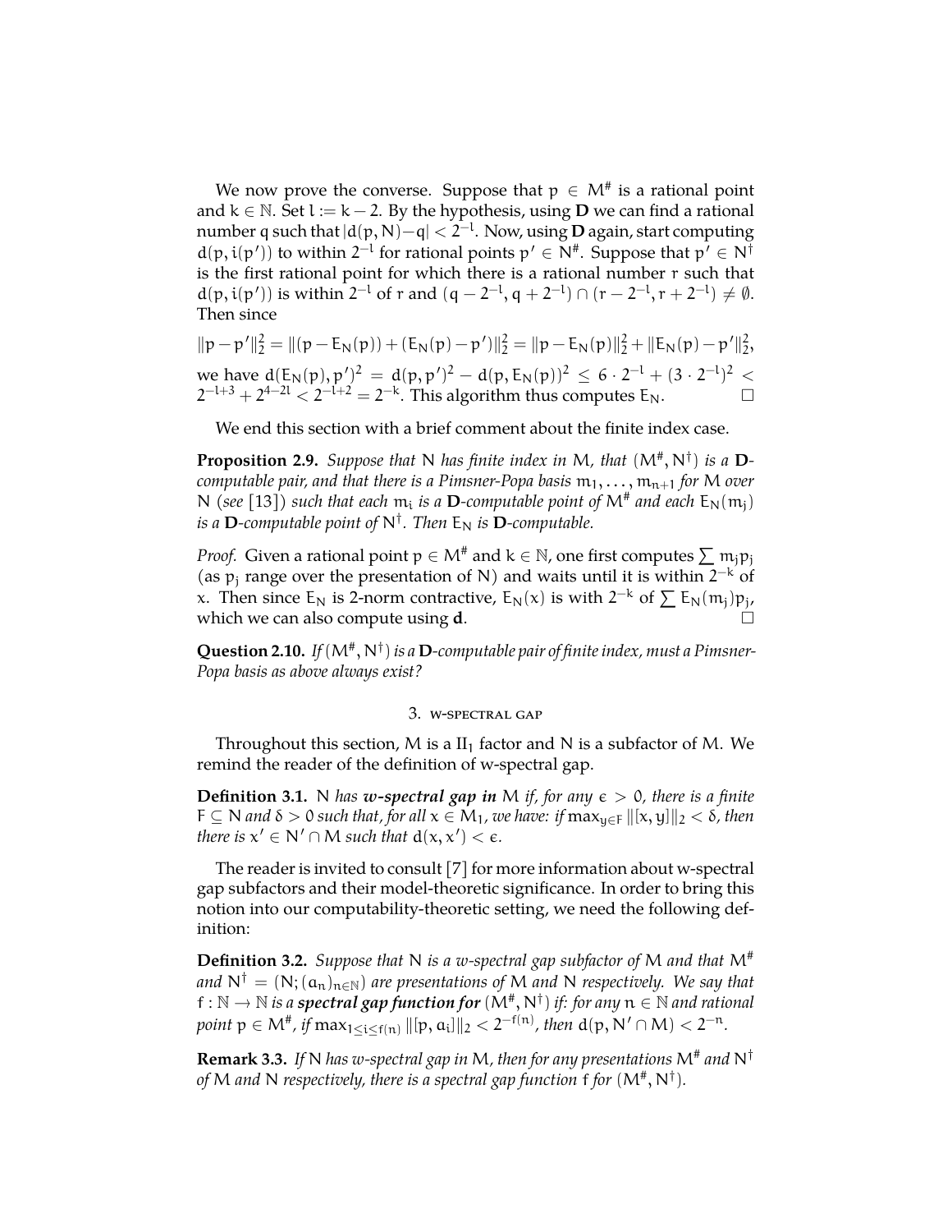We now prove the converse. Suppose that $p \in M^{\#}$ is a rational point and $k \in \mathbb{N}$. Set $l := k - 2$. By the hypothesis, using **D** we can find a rational number $q$ such that $|d(p, N) - q| < 2^{-l}$. Now, using **D** again, start computing $d(p, i(p'))$ to within $2^{-l}$ for rational points $p' \in N^{\#}$. Suppose that $p' \in N^{\dagger}$ is the first rational point for which there is a rational number $r$ such that $d(p, i(p'))$ is within $2^{-l}$ of $r$ and $(q - 2^{-l}, q + 2^{-l}) \cap (r - 2^{-l}, r + 2^{-l}) \neq \emptyset$. Then since

$$\|p - p'\|_2^2 = \|(p - E_N(p)) + (E_N(p) - p')\|_2^2 = \|p - E_N(p)\|_2^2 + \|E_N(p) - p'\|_2^2,$$

we have $d(E_N(p), p')^2 = d(p, p')^2 - d(p, E_N(p))^2 \leq 6 \cdot 2^{-l} + (3 \cdot 2^{-l})^2 < 2^{-l+3} + 2^{4-2l} < 2^{-l+2} = 2^{-k}$. This algorithm thus computes $E_N$. $\square$

We end this section with a brief comment about the finite index case.

**Proposition 2.9.** *Suppose that $N$ has finite index in $M$, that $(M^{\#}, N^{\dagger})$ is a **D**-computable pair, and that there is a Pimsner-Popa basis $m_1, \ldots, m_{n+1}$ for $M$ over $N$ (see [13]) such that each $m_i$ is a **D**-computable point of $M^{\#}$ and each $E_N(m_j)$ is a **D**-computable point of $N^{\dagger}$. Then $E_N$ is **D**-computable.*

*Proof.* Given a rational point $p \in M^{\#}$ and $k \in \mathbb{N}$, one first computes $\sum m_j p_j$ (as $p_j$ range over the presentation of $N$) and waits until it is within $2^{-k}$ of $x$. Then since $E_N$ is 2-norm contractive, $E_N(x)$ is with $2^{-k}$ of $\sum E_N(m_j)p_j$, which we can also compute using **d**. $\square$

**Question 2.10.** *If $(M^{\#}, N^{\dagger})$ is a **D**-computable pair of finite index, must a Pimsner-Popa basis as above always exist?*

## 3. W-SPECTRAL GAP

Throughout this section, $M$ is a $\mathrm{II}_1$ factor and $N$ is a subfactor of $M$. We remind the reader of the definition of w-spectral gap.

**Definition 3.1.** *$N$ has **w-spectral gap in** $M$ if, for any $\epsilon > 0$, there is a finite $F \subseteq N$ and $\delta > 0$ such that, for all $x \in M_1$, we have: if $\max_{y \in F} \|[x, y]\|_2 < \delta$, then there is $x' \in N' \cap M$ such that $d(x, x') < \epsilon$.*

The reader is invited to consult [7] for more information about w-spectral gap subfactors and their model-theoretic significance. In order to bring this notion into our computability-theoretic setting, we need the following definition:

**Definition 3.2.** *Suppose that $N$ is a w-spectral gap subfactor of $M$ and that $M^{\#}$ and $N^{\dagger} = (N; (a_n)_{n \in \mathbb{N}})$ are presentations of $M$ and $N$ respectively. We say that $f : \mathbb{N} \to \mathbb{N}$ is a **spectral gap function for** $(M^{\#}, N^{\dagger})$ if: for any $n \in \mathbb{N}$ and rational point $p \in M^{\#}$, if $\max_{1 \leq i \leq f(n)} \|[p, a_i]\|_2 < 2^{-f(n)}$, then $d(p, N' \cap M) < 2^{-n}$.*

**Remark 3.3.** *If $N$ has w-spectral gap in $M$, then for any presentations $M^{\#}$ and $N^{\dagger}$ of $M$ and $N$ respectively, there is a spectral gap function $f$ for $(M^{\#}, N^{\dagger})$.*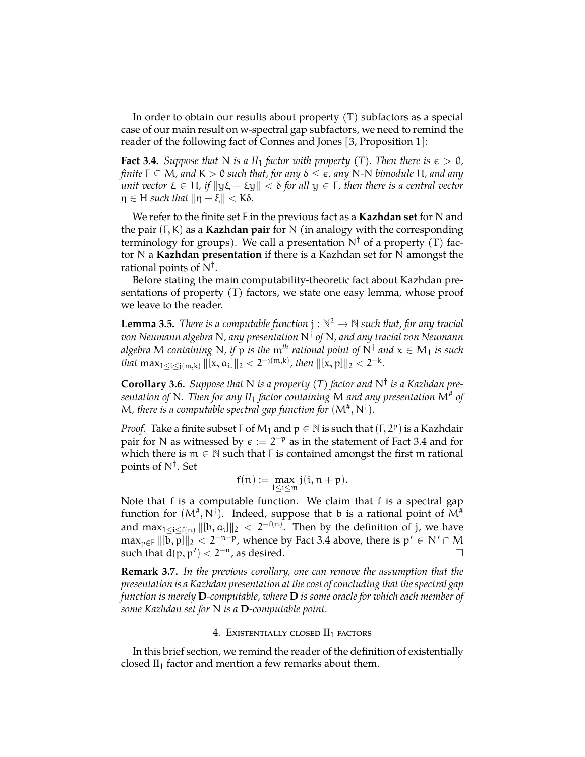In order to obtain our results about property (T) subfactors as a special case of our main result on w-spectral gap subfactors, we need to remind the reader of the following fact of Connes and Jones [3, Proposition 1]:

**Fact 3.4.** *Suppose that $N$ is a $II_1$ factor with property (T). Then there is $\epsilon > 0$, finite $F \subseteq M$, and $K > 0$ such that, for any $\delta \leq \epsilon$, any $N$-$N$ bimodule $H$, and any unit vector $\xi \in H$, if $\|y\xi - \xi y\| < \delta$ for all $y \in F$, then there is a central vector $\eta \in H$ such that $\|\eta - \xi\| < K\delta$.*

We refer to the finite set $F$ in the previous fact as a **Kazhdan set** for $N$ and the pair $(F, K)$ as a **Kazhdan pair** for $N$ (in analogy with the corresponding terminology for groups). We call a presentation $N^\dagger$ of a property (T) factor $N$ a **Kazhdan presentation** if there is a Kazhdan set for $N$ amongst the rational points of $N^\dagger$.

Before stating the main computability-theoretic fact about Kazhdan presentations of property (T) factors, we state one easy lemma, whose proof we leave to the reader.

**Lemma 3.5.** *There is a computable function $j : \mathbb{N}^2 \to \mathbb{N}$ such that, for any tracial von Neumann algebra $N$, any presentation $N^\dagger$ of $N$, and any tracial von Neumann algebra $M$ containing $N$, if $p$ is the $m^{th}$ rational point of $N^\dagger$ and $x \in M_1$ is such that $\max_{1 \leq i \leq j(m,k)} \|[x, a_i]\|_2 < 2^{-j(m,k)}$, then $\|[x, p]\|_2 < 2^{-k}$.*

**Corollary 3.6.** *Suppose that $N$ is a property (T) factor and $N^\dagger$ is a Kazhdan presentation of $N$. Then for any $II_1$ factor containing $M$ and any presentation $M^\#$ of $M$, there is a computable spectral gap function for $(M^\#, N^\dagger)$.*

*Proof.* Take a finite subset $F$ of $M_1$ and $p \in \mathbb{N}$ is such that $(F, 2^p)$ is a Kazhdair pair for $N$ as witnessed by $\epsilon := 2^{-p}$ as in the statement of Fact 3.4 and for which there is $m \in \mathbb{N}$ such that $F$ is contained amongst the first $m$ rational points of $N^\dagger$. Set

$$f(n) := \max_{1 \leq i \leq m} j(i, n + p).$$

Note that $f$ is a computable function. We claim that $f$ is a spectral gap function for $(M^\#, N^\dagger)$. Indeed, suppose that $b$ is a rational point of $M^\#$ and $\max_{1 \leq i \leq f(n)} \|[b, a_i]\|_2 < 2^{-f(n)}$. Then by the definition of $j$, we have $\max_{p \in F} \|[b, p]\|_2 < 2^{-n-p}$, whence by Fact 3.4 above, there is $p' \in N' \cap M$ such that $d(p, p') < 2^{-n}$, as desired. $\square$

**Remark 3.7.** *In the previous corollary, one can remove the assumption that the presentation is a Kazhdan presentation at the cost of concluding that the spectral gap function is merely $\mathbf{D}$-computable, where $\mathbf{D}$ is some oracle for which each member of some Kazhdan set for $N$ is a $\mathbf{D}$-computable point.*

## 4. Existentially closed $II_1$ factors

In this brief section, we remind the reader of the definition of existentially closed $II_1$ factor and mention a few remarks about them.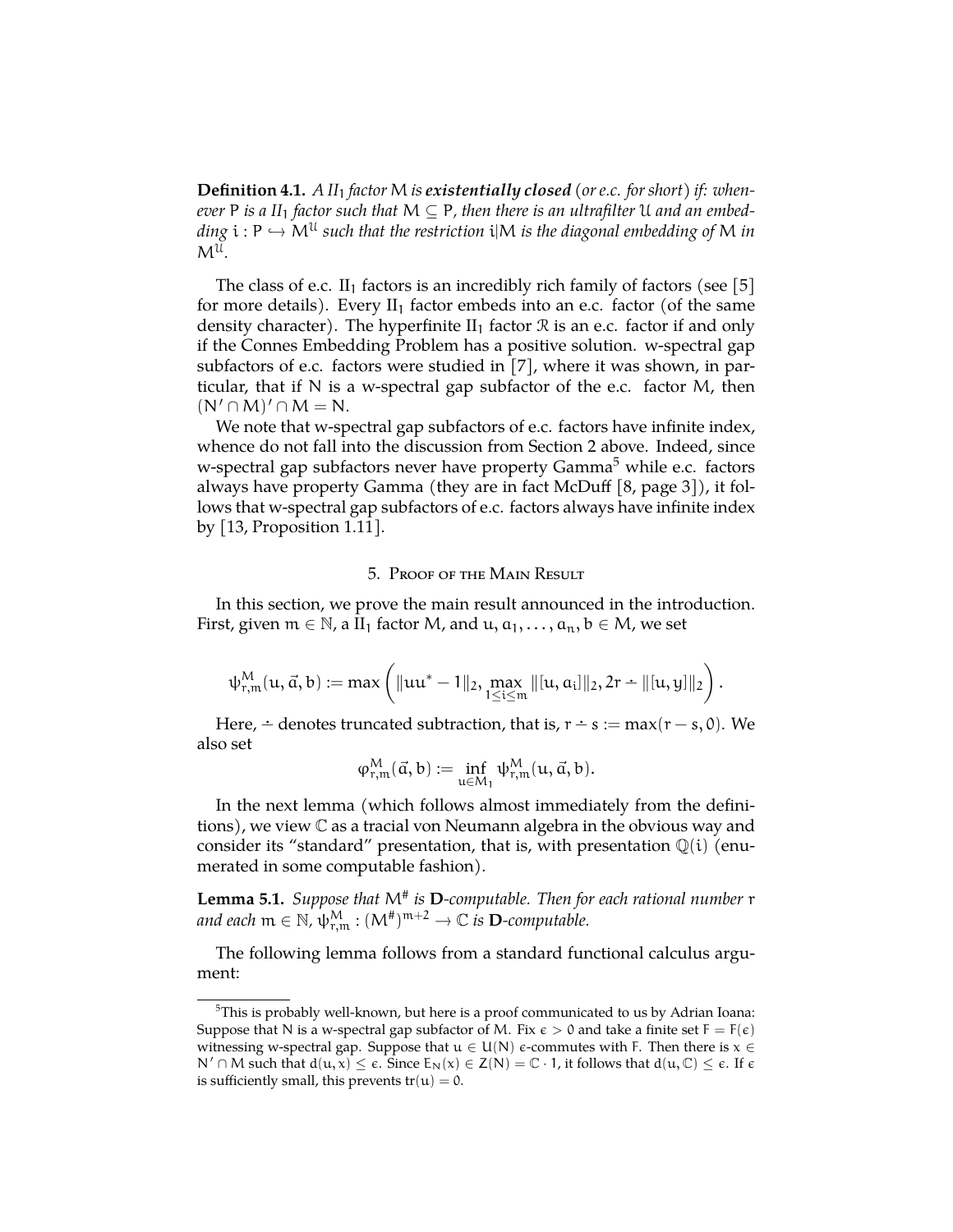**Definition 4.1.** *A $II_1$ factor $M$ is **existentially closed** (or e.c. for short) if: whenever $P$ is a $II_1$ factor such that $M \subseteq P$, then there is an ultrafilter $\mathcal{U}$ and an embedding $i : P \hookrightarrow M^{\mathcal{U}}$ such that the restriction $i|M$ is the diagonal embedding of $M$ in $M^{\mathcal{U}}$.*

The class of e.c. $II_1$ factors is an incredibly rich family of factors (see [5] for more details). Every $II_1$ factor embeds into an e.c. factor (of the same density character). The hyperfinite $II_1$ factor $\mathcal{R}$ is an e.c. factor if and only if the Connes Embedding Problem has a positive solution. w-spectral gap subfactors of e.c. factors were studied in [7], where it was shown, in particular, that if $N$ is a w-spectral gap subfactor of the e.c. factor $M$, then $(N' \cap M)' \cap M = N$.

We note that w-spectral gap subfactors of e.c. factors have infinite index, whence do not fall into the discussion from Section 2 above. Indeed, since w-spectral gap subfactors never have property Gamma[5] while e.c. factors always have property Gamma (they are in fact McDuff [8, page 3]), it follows that w-spectral gap subfactors of e.c. factors always have infinite index by [13, Proposition 1.11].

## 5. Proof of the Main Result

In this section, we prove the main result announced in the introduction. First, given $m \in \mathbb{N}$, a $II_1$ factor $M$, and $u, a_1, \ldots, a_n, b \in M$, we set

$$\psi^M_{r,m}(u, \vec{a}, b) := \max\left( \|uu^* - 1\|_2, \max_{1 \leq i \leq m} \|[u, a_i]\|_2, 2r \dot{-} \|[u, y]\|_2 \right).$$

Here, $\dot{-}$ denotes truncated subtraction, that is, $r \dot{-} s := \max(r - s, 0)$. We also set

$$\varphi^M_{r,m}(\vec{a}, b) := \inf_{u \in M_1} \psi^M_{r,m}(u, \vec{a}, b).$$

In the next lemma (which follows almost immediately from the definitions), we view $\mathbb{C}$ as a tracial von Neumann algebra in the obvious way and consider its "standard" presentation, that is, with presentation $\mathbb{Q}(i)$ (enumerated in some computable fashion).

**Lemma 5.1.** *Suppose that $M^\#$ is $\mathbf{D}$-computable. Then for each rational number $r$ and each $m \in \mathbb{N}$, $\psi^M_{r,m} : (M^\#)^{m+2} \to \mathbb{C}$ is $\mathbf{D}$-computable.*

The following lemma follows from a standard functional calculus argument:

[5] This is probably well-known, but here is a proof communicated to us by Adrian Ioana: Suppose that $N$ is a w-spectral gap subfactor of $M$. Fix $\epsilon > 0$ and take a finite set $F = F(\epsilon)$ witnessing w-spectral gap. Suppose that $u \in U(N)$ $\epsilon$-commutes with $F$. Then there is $x \in N' \cap M$ such that $d(u, x) \leq \epsilon$. Since $E_N(x) \in Z(N) = \mathbb{C} \cdot 1$, it follows that $d(u, \mathbb{C}) \leq \epsilon$. If $\epsilon$ is sufficiently small, this prevents $\text{tr}(u) = 0$.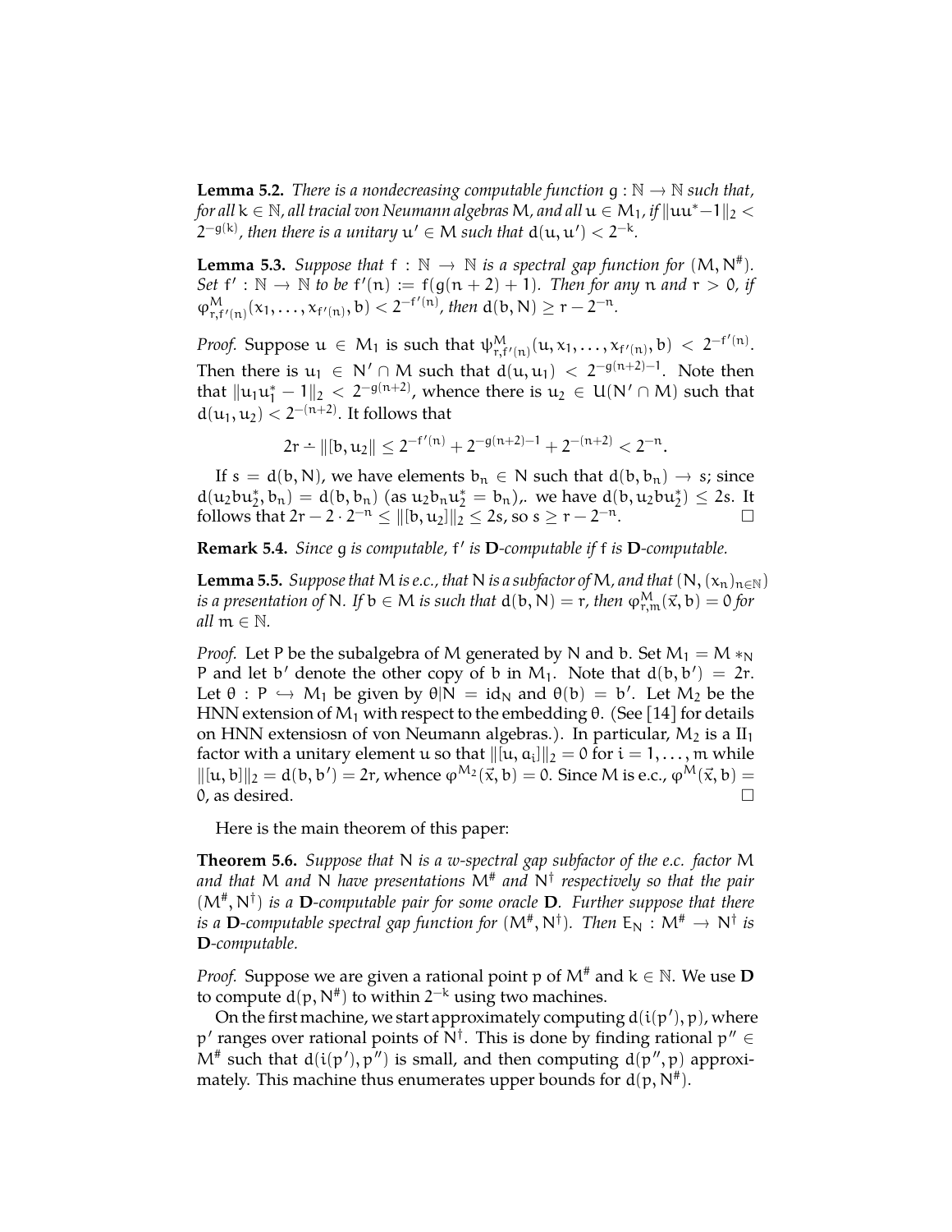**Lemma 5.2.** *There is a nondecreasing computable function $g : \mathbb{N} \to \mathbb{N}$ such that, for all $k \in \mathbb{N}$, all tracial von Neumann algebras $M$, and all $u \in M_1$, if $\|uu^* - 1\|_2 < 2^{-g(k)}$, then there is a unitary $u' \in M$ such that $d(u, u') < 2^{-k}$.*

**Lemma 5.3.** *Suppose that $f : \mathbb{N} \to \mathbb{N}$ is a spectral gap function for $(M, N^\#)$. Set $f' : \mathbb{N} \to \mathbb{N}$ to be $f'(n) := f(g(n+2)+1)$. Then for any $n$ and $r > 0$, if $\varphi^M_{r,f'(n)}(x_1, \ldots, x_{f'(n)}, b) < 2^{-f'(n)}$, then $d(b, N) \geq r - 2^{-n}$.*

*Proof.* Suppose $u \in M_1$ is such that $\psi^M_{r,f'(n)}(u, x_1, \ldots, x_{f'(n)}, b) < 2^{-f'(n)}$. Then there is $u_1 \in N' \cap M$ such that $d(u, u_1) < 2^{-g(n+2)-1}$. Note then that $\|u_1 u_1^* - 1\|_2 < 2^{-g(n+2)}$, whence there is $u_2 \in U(N' \cap M)$ such that $d(u_1, u_2) < 2^{-(n+2)}$. It follows that

$$2r \dot{-} \|[b, u_2]\| \leq 2^{-f'(n)} + 2^{-g(n+2)-1} + 2^{-(n+2)} < 2^{-n}.$$

If $s = d(b, N)$, we have elements $b_n \in N$ such that $d(b, b_n) \to s$; since $d(u_2 b u_2^*, b_n) = d(b, b_n)$ (as $u_2 b_n u_2^* = b_n$),. we have $d(b, u_2 b u_2^*) \leq 2s$. It follows that $2r - 2 \cdot 2^{-n} \leq \|[b, u_2]\|_2 \leq 2s$, so $s \geq r - 2^{-n}$. $\square$

**Remark 5.4.** *Since $g$ is computable, $f'$ is **D**-computable if $f$ is **D**-computable.*

**Lemma 5.5.** *Suppose that $M$ is e.c., that $N$ is a subfactor of $M$, and that $(N, (x_n)_{n \in \mathbb{N}})$ is a presentation of $N$. If $b \in M$ is such that $d(b, N) = r$, then $\varphi^M_{r,m}(\vec{x}, b) = 0$ for all $m \in \mathbb{N}$.*

*Proof.* Let $P$ be the subalgebra of $M$ generated by $N$ and $b$. Set $M_1 = M *_N P$ and let $b'$ denote the other copy of $b$ in $M_1$. Note that $d(b, b') = 2r$. Let $\theta : P \hookrightarrow M_1$ be given by $\theta | N = \mathrm{id}_N$ and $\theta(b) = b'$. Let $M_2$ be the HNN extension of $M_1$ with respect to the embedding $\theta$. (See [14] for details on HNN extensiosn of von Neumann algebras.). In particular, $M_2$ is a $\mathrm{II}_1$ factor with a unitary element $u$ so that $\|[u, a_i]\|_2 = 0$ for $i = 1, \ldots, m$ while $\|[u, b]\|_2 = d(b, b') = 2r$, whence $\varphi^{M_2}(\vec{x}, b) = 0$. Since $M$ is e.c., $\varphi^M(\vec{x}, b) = 0$, as desired. $\square$

Here is the main theorem of this paper:

**Theorem 5.6.** *Suppose that $N$ is a w-spectral gap subfactor of the e.c. factor $M$ and that $M$ and $N$ have presentations $M^\#$ and $N^\dagger$ respectively so that the pair $(M^\#, N^\dagger)$ is a **D**-computable pair for some oracle **D**. Further suppose that there is a **D**-computable spectral gap function for $(M^\#, N^\dagger)$. Then $E_N : M^\# \to N^\dagger$ is **D**-computable.*

*Proof.* Suppose we are given a rational point $p$ of $M^\#$ and $k \in \mathbb{N}$. We use **D** to compute $d(p, N^\#)$ to within $2^{-k}$ using two machines.

On the first machine, we start approximately computing $d(i(p'), p)$, where $p'$ ranges over rational points of $N^\dagger$. This is done by finding rational $p'' \in M^\#$ such that $d(i(p'), p'')$ is small, and then computing $d(p'', p)$ approximately. This machine thus enumerates upper bounds for $d(p, N^\#)$.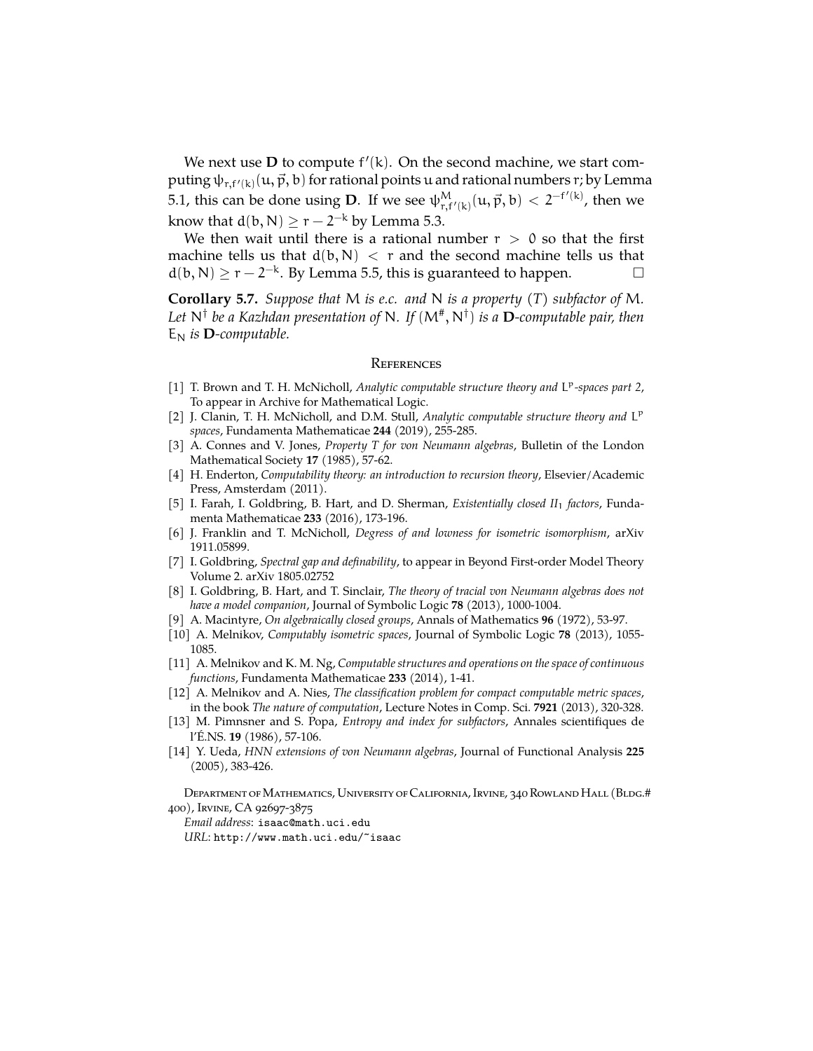We next use **D** to compute $f'(k)$. On the second machine, we start computing $\psi_{r,f'(k)}(u, \vec{p}, b)$ for rational points $u$ and rational numbers $r$; by Lemma 5.1, this can be done using **D**. If we see $\psi^M_{r,f'(k)}(u, \vec{p}, b) < 2^{-f'(k)}$, then we know that $d(b, N) \geq r - 2^{-k}$ by Lemma 5.3.

We then wait until there is a rational number $r > 0$ so that the first machine tells us that $d(b, N) < r$ and the second machine tells us that $d(b, N) \geq r - 2^{-k}$. By Lemma 5.5, this is guaranteed to happen. □

**Corollary 5.7.** *Suppose that $M$ is e.c. and $N$ is a property (T) subfactor of $M$. Let $N^\dagger$ be a Kazhdan presentation of $N$. If $(M^\#, N^\dagger)$ is a **D**-computable pair, then $E_N$ is **D**-computable.*

## References

[1] T. Brown and T. H. McNicholl, *Analytic computable structure theory and $L^p$-spaces part 2*, To appear in Archive for Mathematical Logic.

[2] J. Clanin, T. H. McNicholl, and D.M. Stull, *Analytic computable structure theory and $L^p$ spaces*, Fundamenta Mathematicae **244** (2019), 255-285.

[3] A. Connes and V. Jones, *Property T for von Neumann algebras*, Bulletin of the London Mathematical Society **17** (1985), 57-62.

[4] H. Enderton, *Computability theory: an introduction to recursion theory*, Elsevier/Academic Press, Amsterdam (2011).

[5] I. Farah, I. Goldbring, B. Hart, and D. Sherman, *Existentially closed II$_1$ factors*, Fundamenta Mathematicae **233** (2016), 173-196.

[6] J. Franklin and T. McNicholl, *Degress of and lowness for isometric isomorphism*, arXiv 1911.05899.

[7] I. Goldbring, *Spectral gap and definability*, to appear in Beyond First-order Model Theory Volume 2. arXiv 1805.02752

[8] I. Goldbring, B. Hart, and T. Sinclair, *The theory of tracial von Neumann algebras does not have a model companion*, Journal of Symbolic Logic **78** (2013), 1000-1004.

[9] A. Macintyre, *On algebraically closed groups*, Annals of Mathematics **96** (1972), 53-97.

[10] A. Melnikov, *Computably isometric spaces*, Journal of Symbolic Logic **78** (2013), 1055-1085.

[11] A. Melnikov and K. M. Ng, *Computable structures and operations on the space of continuous functions*, Fundamenta Mathematicae **233** (2014), 1-41.

[12] A. Melnikov and A. Nies, *The classification problem for compact computable metric spaces*, in the book *The nature of computation*, Lecture Notes in Comp. Sci. **7921** (2013), 320-328.

[13] M. Pimnsner and S. Popa, *Entropy and index for subfactors*, Annales scientifiques de l'É.NS. **19** (1986), 57-106.

[14] Y. Ueda, *HNN extensions of von Neumann algebras*, Journal of Functional Analysis **225** (2005), 383-426.

Department of Mathematics, University of California, Irvine, 340 Rowland Hall (Bldg.# 400), Irvine, CA 92697-3875

*Email address*: isaac@math.uci.edu

*URL*: http://www.math.uci.edu/~isaac